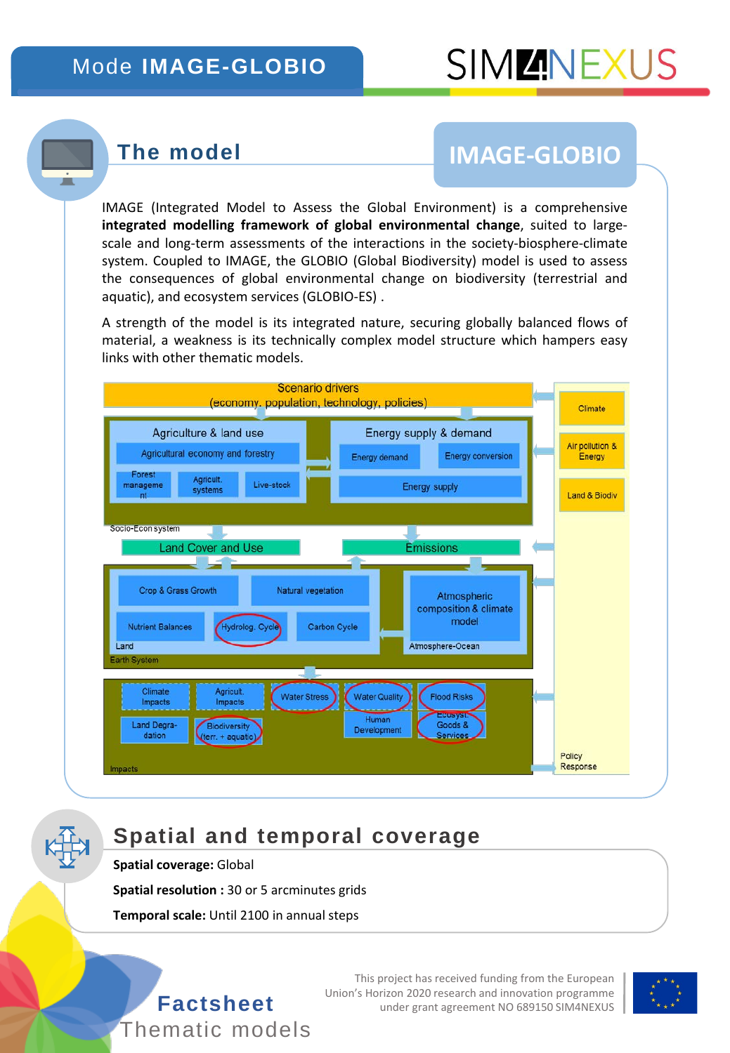# Mode IMAGE-GLOBIO

SIM4NEXUS

## The model

IMAGE-GLOBIO

IMAGE (Integrated Model to Assess the Global Environment) is a comprehensive **integrated modelling framework of global environmental change**, suited to large-scale and long-term assessments of the interactions in the society-biosphere-climate system. Coupled to IMAGE, the GLOBIO (Global Biodiversity) model is used to assess the consequences of global environmental change on biodiversity (terrestrial and aquatic), and ecosystem services (GLOBIO-ES) .

A strength of the model is its integrated nature, securing globally balanced flows of material, a weakness is its technically complex model structure which hampers easy links with other thematic models.

Scenario drivers (economy, population, technology, policies)

Agriculture & land use: Agricultural economy and forestry; Forest management; Agricult. systems; Live-stock

Energy supply & demand: Energy demand; Energy conversion; Energy supply

Socio-Econ system

Land Cover and Use | Emissions

Land: Crop & Grass Growth; Natural vegetation; Nutrient Balances; Hydrolog. Cycle; Carbon Cycle

Atmosphere-Ocean: Atmospheric composition & climate model

Earth System

Impacts: Climate Impacts; Agricult. Impacts; Water Stress; Water Quality; Flood Risks; Land Degra-dation; Biodiversity (terr. + aquatic); Human Development; Ecosyst. Goods & Services

Climate; Air pollution & Energy; Land & Biodiv; Policy Response

## Spatial and temporal coverage

**Spatial coverage:** Global

**Spatial resolution :** 30 or 5 arcminutes grids

**Temporal scale:** Until 2100 in annual steps

**Factsheet**
Thematic models

This project has received funding from the European Union's Horizon 2020 research and innovation programme under grant agreement NO 689150 SIM4NEXUS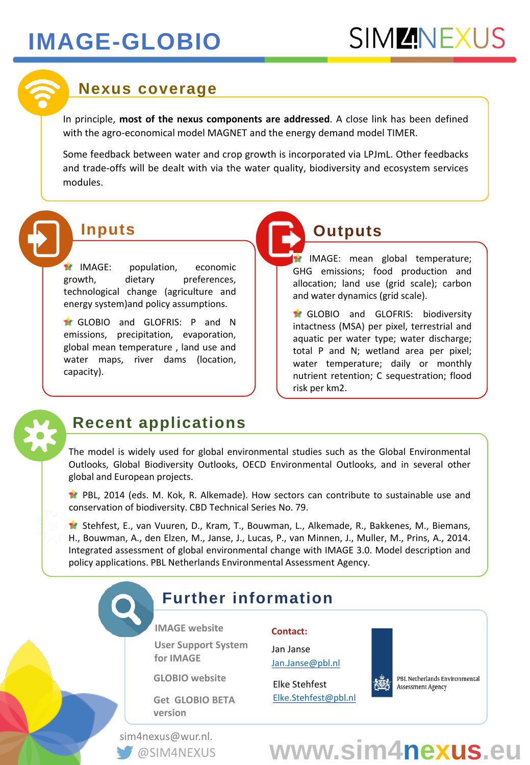# IMAGE-GLOBIO

SIM4NEXUS

## Nexus coverage

In principle, **most of the nexus components are addressed**. A close link has been defined with the agro-economical model MAGNET and the energy demand model TIMER.

Some feedback between water and crop growth is incorporated via LPJmL. Other feedbacks and trade-offs will be dealt with via the water quality, biodiversity and ecosystem services modules.

## Inputs

- IMAGE: population, economic growth, dietary preferences, technological change (agriculture and energy system)and policy assumptions.
- GLOBIO and GLOFRIS: P and N emissions, precipitation, evaporation, global mean temperature , land use and water maps, river dams (location, capacity).

## Outputs

- IMAGE: mean global temperature; GHG emissions; food production and allocation; land use (grid scale); carbon and water dynamics (grid scale).
- GLOBIO and GLOFRIS: biodiversity intactness (MSA) per pixel, terrestrial and aquatic per water type; water discharge; total P and N; wetland area per pixel; water temperature; daily or monthly nutrient retention; C sequestration; flood risk per km2.

## Recent applications

The model is widely used for global environmental studies such as the Global Environmental Outlooks, Global Biodiversity Outlooks, OECD Environmental Outlooks, and in several other global and European projects.

- PBL, 2014 (eds. M. Kok, R. Alkemade). How sectors can contribute to sustainable use and conservation of biodiversity. CBD Technical Series No. 79.
- Stehfest, E., van Vuuren, D., Kram, T., Bouwman, L., Alkemade, R., Bakkenes, M., Biemans, H., Bouwman, A., den Elzen, M., Janse, J., Lucas, P., van Minnen, J., Muller, M., Prins, A., 2014. Integrated assessment of global environmental change with IMAGE 3.0. Model description and policy applications. PBL Netherlands Environmental Assessment Agency.

## Further information

IMAGE website

User Support System for IMAGE

GLOBIO website

Get GLOBIO BETA version

**Contact:**

Jan Janse
Jan.Janse@pbl.nl

Elke Stehfest
Elke.Stehfest@pbl.nl

PBL Netherlands Environmental Assessment Agency

sim4nexus@wur.nl
@SIM4NEXUS

www.sim4nexus.eu